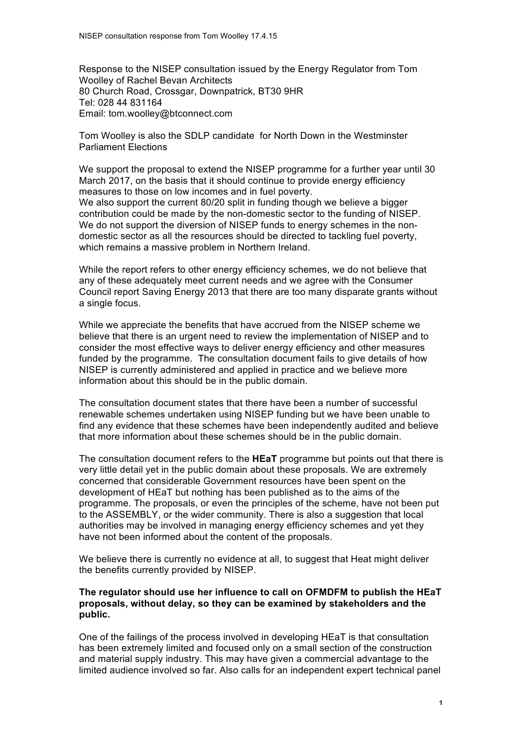Response to the NISEP consultation issued by the Energy Regulator from Tom Woolley of Rachel Bevan Architects
80 Church Road, Crossgar, Downpatrick, BT30 9HR
Tel: 028 44 831164
Email: tom.woolley@btconnect.com

Tom Woolley is also the SDLP candidate for North Down in the Westminster Parliament Elections

We support the proposal to extend the NISEP programme for a further year until 30 March 2017, on the basis that it should continue to provide energy efficiency measures to those on low incomes and in fuel poverty.
We also support the current 80/20 split in funding though we believe a bigger contribution could be made by the non-domestic sector to the funding of NISEP. We do not support the diversion of NISEP funds to energy schemes in the non-domestic sector as all the resources should be directed to tackling fuel poverty, which remains a massive problem in Northern Ireland.

While the report refers to other energy efficiency schemes, we do not believe that any of these adequately meet current needs and we agree with the Consumer Council report Saving Energy 2013 that there are too many disparate grants without a single focus.

While we appreciate the benefits that have accrued from the NISEP scheme we believe that there is an urgent need to review the implementation of NISEP and to consider the most effective ways to deliver energy efficiency and other measures funded by the programme. The consultation document fails to give details of how NISEP is currently administered and applied in practice and we believe more information about this should be in the public domain.

The consultation document states that there have been a number of successful renewable schemes undertaken using NISEP funding but we have been unable to find any evidence that these schemes have been independently audited and believe that more information about these schemes should be in the public domain.

The consultation document refers to the **HEaT** programme but points out that there is very little detail yet in the public domain about these proposals. We are extremely concerned that considerable Government resources have been spent on the development of HEaT but nothing has been published as to the aims of the programme. The proposals, or even the principles of the scheme, have not been put to the ASSEMBLY, or the wider community. There is also a suggestion that local authorities may be involved in managing energy efficiency schemes and yet they have not been informed about the content of the proposals.

We believe there is currently no evidence at all, to suggest that Heat might deliver the benefits currently provided by NISEP.

**The regulator should use her influence to call on OFMDFM to publish the HEaT proposals, without delay, so they can be examined by stakeholders and the public.**

One of the failings of the process involved in developing HEaT is that consultation has been extremely limited and focused only on a small section of the construction and material supply industry. This may have given a commercial advantage to the limited audience involved so far. Also calls for an independent expert technical panel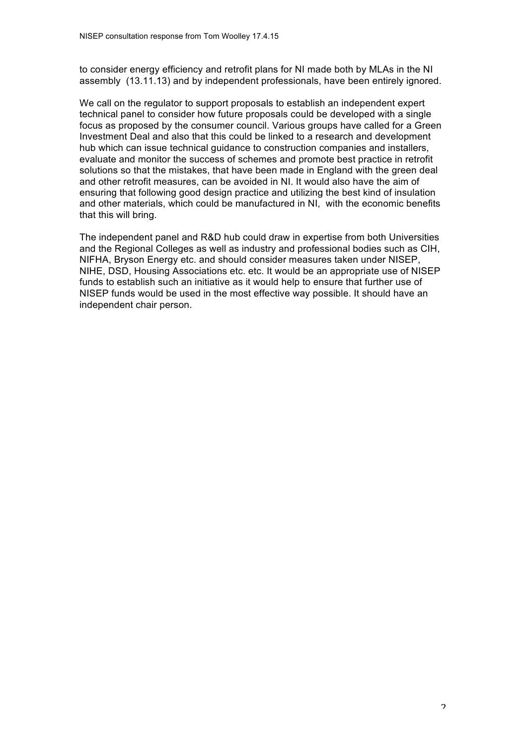to consider energy efficiency and retrofit plans for NI made both by MLAs in the NI assembly (13.11.13) and by independent professionals, have been entirely ignored.

We call on the regulator to support proposals to establish an independent expert technical panel to consider how future proposals could be developed with a single focus as proposed by the consumer council. Various groups have called for a Green Investment Deal and also that this could be linked to a research and development hub which can issue technical guidance to construction companies and installers, evaluate and monitor the success of schemes and promote best practice in retrofit solutions so that the mistakes, that have been made in England with the green deal and other retrofit measures, can be avoided in NI. It would also have the aim of ensuring that following good design practice and utilizing the best kind of insulation and other materials, which could be manufactured in NI, with the economic benefits that this will bring.

The independent panel and R&D hub could draw in expertise from both Universities and the Regional Colleges as well as industry and professional bodies such as CIH, NIFHA, Bryson Energy etc. and should consider measures taken under NISEP, NIHE, DSD, Housing Associations etc. etc. It would be an appropriate use of NISEP funds to establish such an initiative as it would help to ensure that further use of NISEP funds would be used in the most effective way possible. It should have an independent chair person.